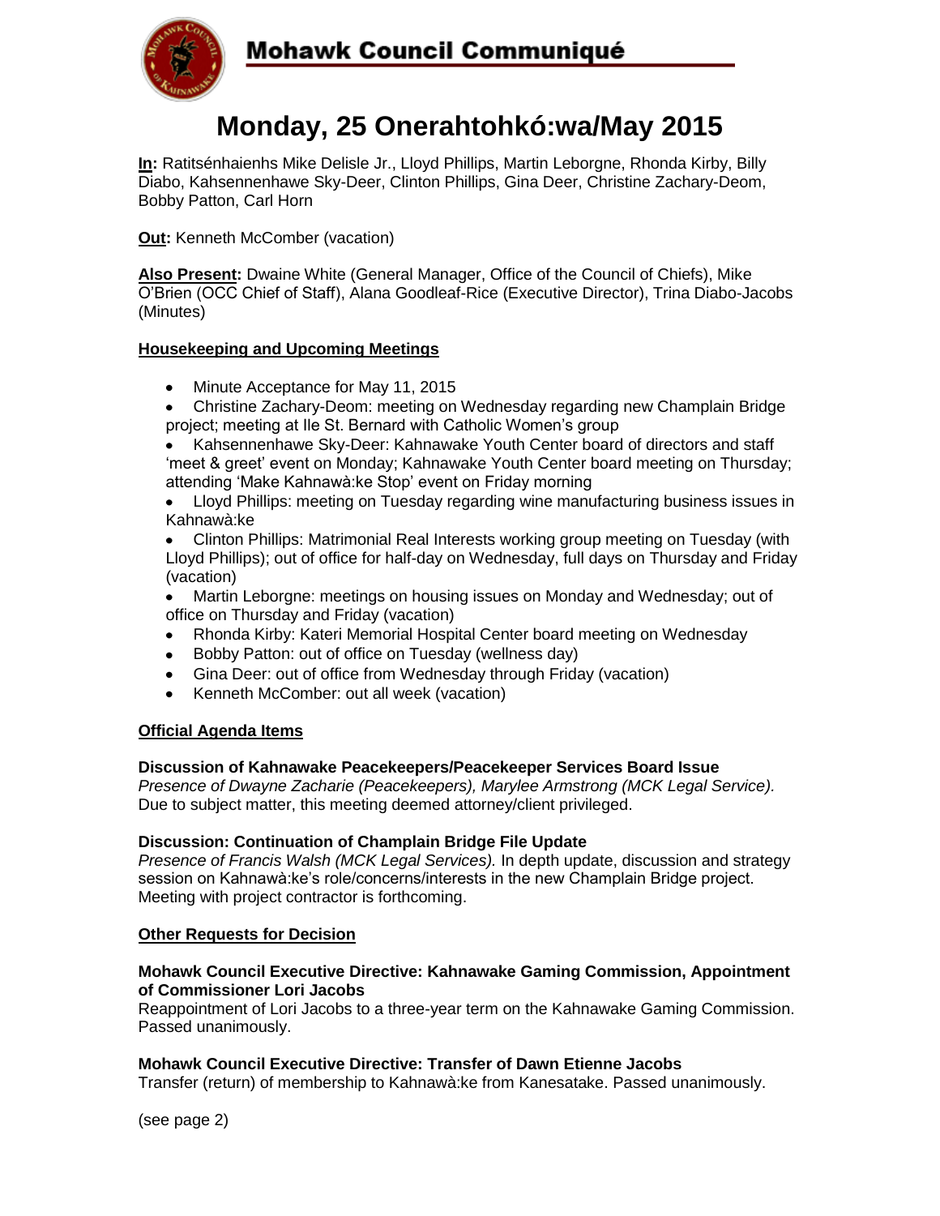# Mohawk Council Communiqué

## Monday, 25 Onerahtohkó:wa/May 2015

**In:** Ratitsénhaienhs Mike Delisle Jr., Lloyd Phillips, Martin Leborgne, Rhonda Kirby, Billy Diabo, Kahsennenhawe Sky-Deer, Clinton Phillips, Gina Deer, Christine Zachary-Deom, Bobby Patton, Carl Horn

**Out:** Kenneth McComber (vacation)

**Also Present:** Dwaine White (General Manager, Office of the Council of Chiefs), Mike O'Brien (OCC Chief of Staff), Alana Goodleaf-Rice (Executive Director), Trina Diabo-Jacobs (Minutes)

### Housekeeping and Upcoming Meetings

- Minute Acceptance for May 11, 2015
- Christine Zachary-Deom: meeting on Wednesday regarding new Champlain Bridge project; meeting at Ile St. Bernard with Catholic Women's group
- Kahsennenhawe Sky-Deer: Kahnawake Youth Center board of directors and staff 'meet & greet' event on Monday; Kahnawake Youth Center board meeting on Thursday; attending 'Make Kahnawà:ke Stop' event on Friday morning
- Lloyd Phillips: meeting on Tuesday regarding wine manufacturing business issues in Kahnawà:ke
- Clinton Phillips: Matrimonial Real Interests working group meeting on Tuesday (with Lloyd Phillips); out of office for half-day on Wednesday, full days on Thursday and Friday (vacation)
- Martin Leborgne: meetings on housing issues on Monday and Wednesday; out of office on Thursday and Friday (vacation)
- Rhonda Kirby: Kateri Memorial Hospital Center board meeting on Wednesday
- Bobby Patton: out of office on Tuesday (wellness day)
- Gina Deer: out of office from Wednesday through Friday (vacation)
- Kenneth McComber: out all week (vacation)

### Official Agenda Items

**Discussion of Kahnawake Peacekeepers/Peacekeeper Services Board Issue**
*Presence of Dwayne Zacharie (Peacekeepers), Marylee Armstrong (MCK Legal Service).* Due to subject matter, this meeting deemed attorney/client privileged.

**Discussion: Continuation of Champlain Bridge File Update**
*Presence of Francis Walsh (MCK Legal Services).* In depth update, discussion and strategy session on Kahnawà:ke's role/concerns/interests in the new Champlain Bridge project. Meeting with project contractor is forthcoming.

### Other Requests for Decision

**Mohawk Council Executive Directive: Kahnawake Gaming Commission, Appointment of Commissioner Lori Jacobs**
Reappointment of Lori Jacobs to a three-year term on the Kahnawake Gaming Commission. Passed unanimously.

**Mohawk Council Executive Directive: Transfer of Dawn Etienne Jacobs**
Transfer (return) of membership to Kahnawà:ke from Kanesatake. Passed unanimously.

(see page 2)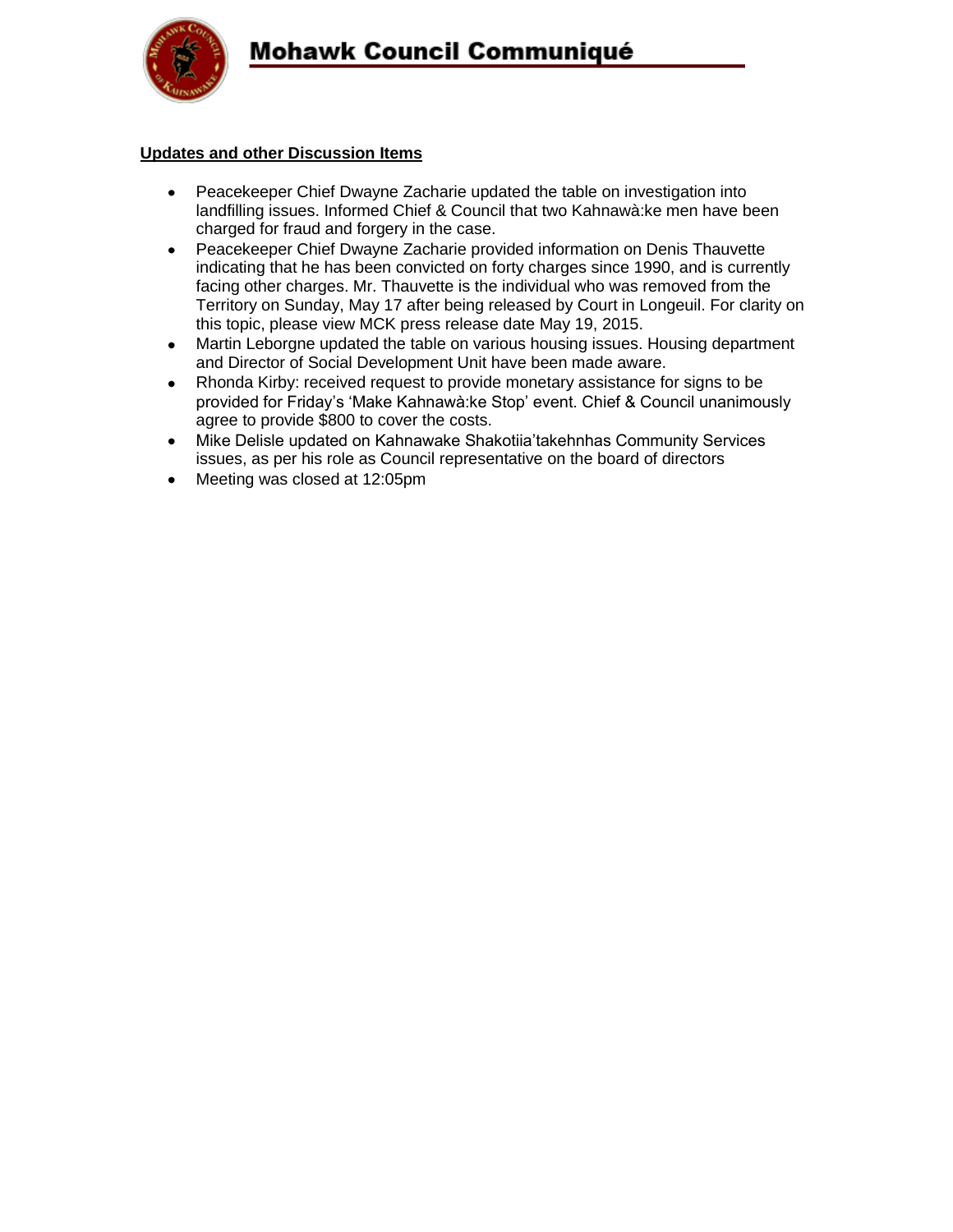## Updates and other Discussion Items

- Peacekeeper Chief Dwayne Zacharie updated the table on investigation into landfilling issues. Informed Chief & Council that two Kahnawà:ke men have been charged for fraud and forgery in the case.
- Peacekeeper Chief Dwayne Zacharie provided information on Denis Thauvette indicating that he has been convicted on forty charges since 1990, and is currently facing other charges. Mr. Thauvette is the individual who was removed from the Territory on Sunday, May 17 after being released by Court in Longeuil. For clarity on this topic, please view MCK press release date May 19, 2015.
- Martin Leborgne updated the table on various housing issues. Housing department and Director of Social Development Unit have been made aware.
- Rhonda Kirby: received request to provide monetary assistance for signs to be provided for Friday's 'Make Kahnawà:ke Stop' event. Chief & Council unanimously agree to provide $800 to cover the costs.
- Mike Delisle updated on Kahnawake Shakotiia'takehnhas Community Services issues, as per his role as Council representative on the board of directors
- Meeting was closed at 12:05pm